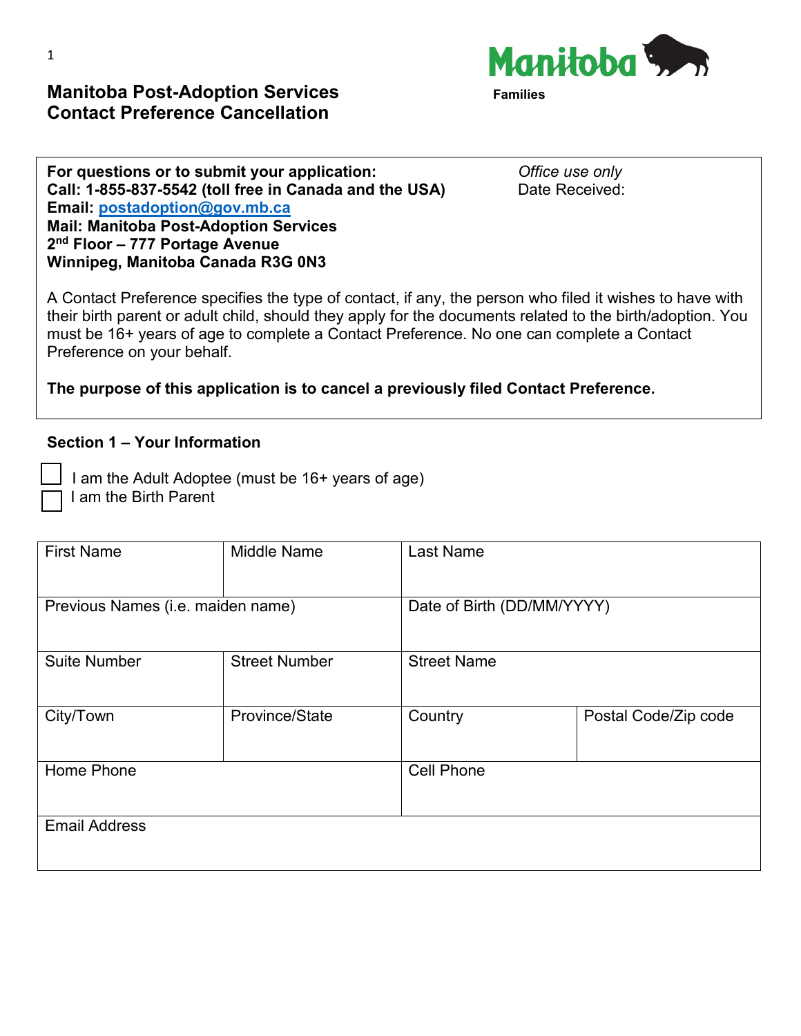# Manitoba Post-Adoption Services
# Contact Preference Cancellation

Manitoba Families

**For questions or to submit your application:**
**Call: 1-855-837-5542 (toll free in Canada and the USA)**
**Email: postadoption@gov.mb.ca**
**Mail: Manitoba Post-Adoption Services**
**2nd Floor – 777 Portage Avenue**
**Winnipeg, Manitoba Canada R3G 0N3**

*Office use only*
Date Received:

A Contact Preference specifies the type of contact, if any, the person who filed it wishes to have with their birth parent or adult child, should they apply for the documents related to the birth/adoption. You must be 16+ years of age to complete a Contact Preference. No one can complete a Contact Preference on your behalf.

**The purpose of this application is to cancel a previously filed Contact Preference.**

## Section 1 – Your Information

- ☐ I am the Adult Adoptee (must be 16+ years of age)
- ☐ I am the Birth Parent

| First Name | Middle Name | Last Name | |
|---|---|---|---|
| Previous Names (i.e. maiden name) | | Date of Birth (DD/MM/YYYY) | |
| Suite Number | Street Number | Street Name | |
| City/Town | Province/State | Country | Postal Code/Zip code |
| Home Phone | | Cell Phone | |
| Email Address | | | |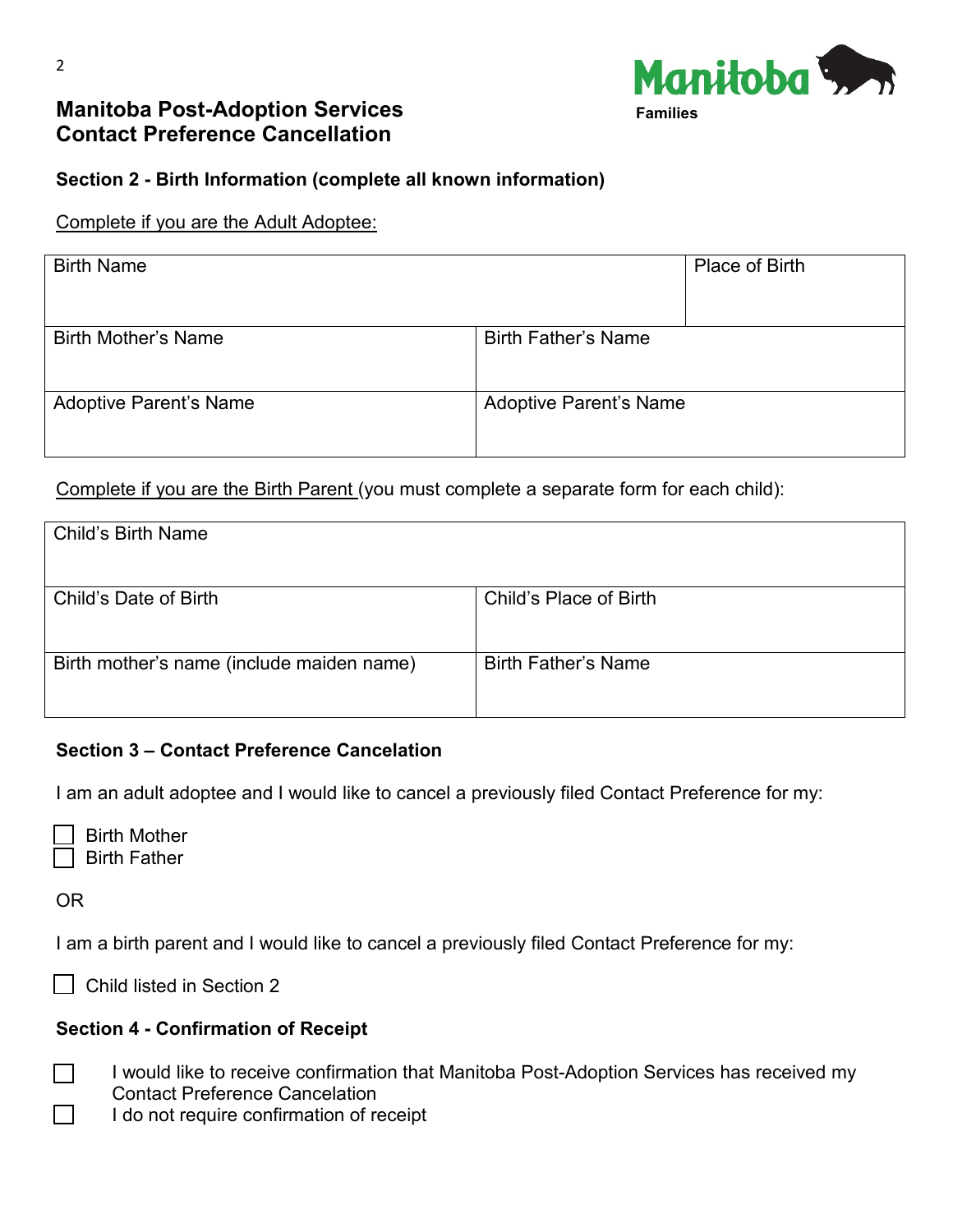**Manitoba Post-Adoption Services**
**Contact Preference Cancellation**

Manitoba Families

## Section 2 - Birth Information (complete all known information)

Complete if you are the Adult Adoptee:

| Birth Name | | Place of Birth |
|---|---|---|
| Birth Mother's Name | Birth Father's Name | |
| Adoptive Parent's Name | Adoptive Parent's Name | |

Complete if you are the Birth Parent (you must complete a separate form for each child):

| Child's Birth Name | |
|---|---|
| Child's Date of Birth | Child's Place of Birth |
| Birth mother's name (include maiden name) | Birth Father's Name |

## Section 3 – Contact Preference Cancelation

I am an adult adoptee and I would like to cancel a previously filed Contact Preference for my:

- ☐ Birth Mother
- ☐ Birth Father

OR

I am a birth parent and I would like to cancel a previously filed Contact Preference for my:

- ☐ Child listed in Section 2

## Section 4 - Confirmation of Receipt

- ☐ I would like to receive confirmation that Manitoba Post-Adoption Services has received my Contact Preference Cancelation
- ☐ I do not require confirmation of receipt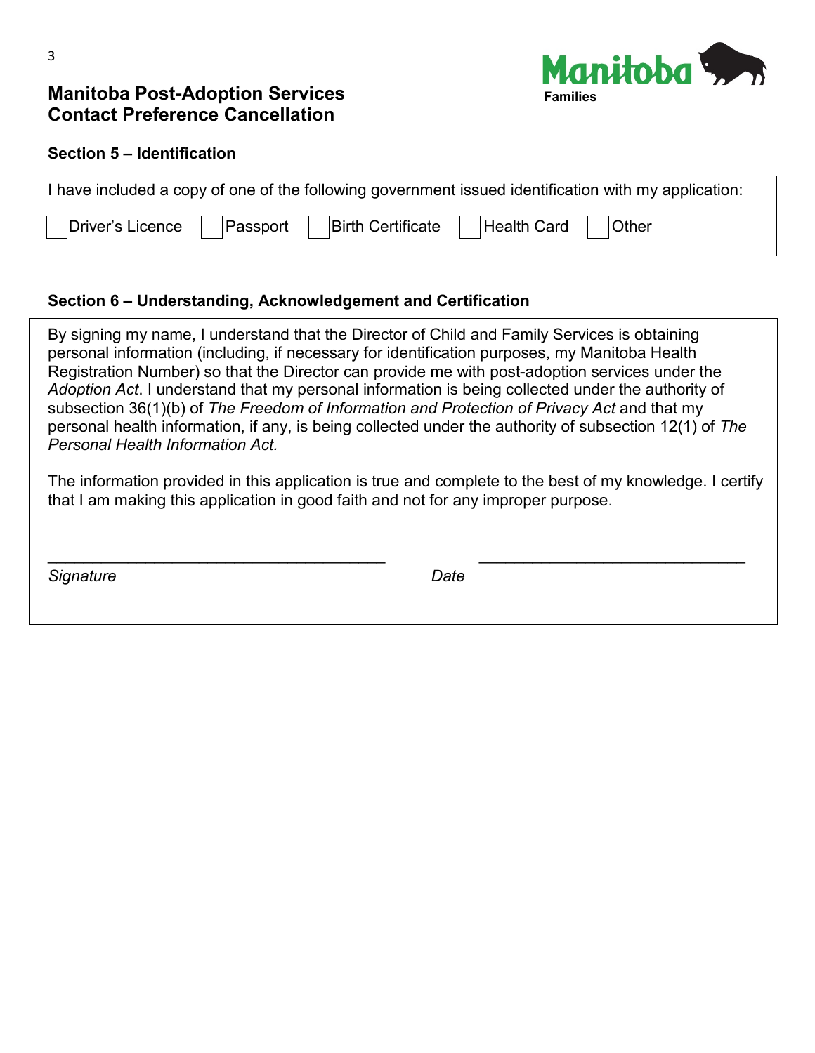# Manitoba Post-Adoption Services
# Contact Preference Cancellation

Manitoba Families

### Section 5 – Identification

I have included a copy of one of the following government issued identification with my application:

☐ Driver's Licence ☐ Passport ☐ Birth Certificate ☐ Health Card ☐ Other

### Section 6 – Understanding, Acknowledgement and Certification

By signing my name, I understand that the Director of Child and Family Services is obtaining personal information (including, if necessary for identification purposes, my Manitoba Health Registration Number) so that the Director can provide me with post-adoption services under the *Adoption Act*. I understand that my personal information is being collected under the authority of subsection 36(1)(b) of *The Freedom of Information and Protection of Privacy Act* and that my personal health information, if any, is being collected under the authority of subsection 12(1) of *The Personal Health Information Act.*

The information provided in this application is true and complete to the best of my knowledge. I certify that I am making this application in good faith and not for any improper purpose.

\_\_\_\_\_\_\_\_\_\_\_\_\_\_\_\_\_\_\_\_\_\_\_\_\_\_\_\_\_\_\_\_\_\_\_\_\_\_\_\_ \_\_\_\_\_\_\_\_\_\_\_\_\_\_\_\_\_\_\_\_\_\_\_\_\_\_\_\_\_\_\_\_

*Signature* *Date*